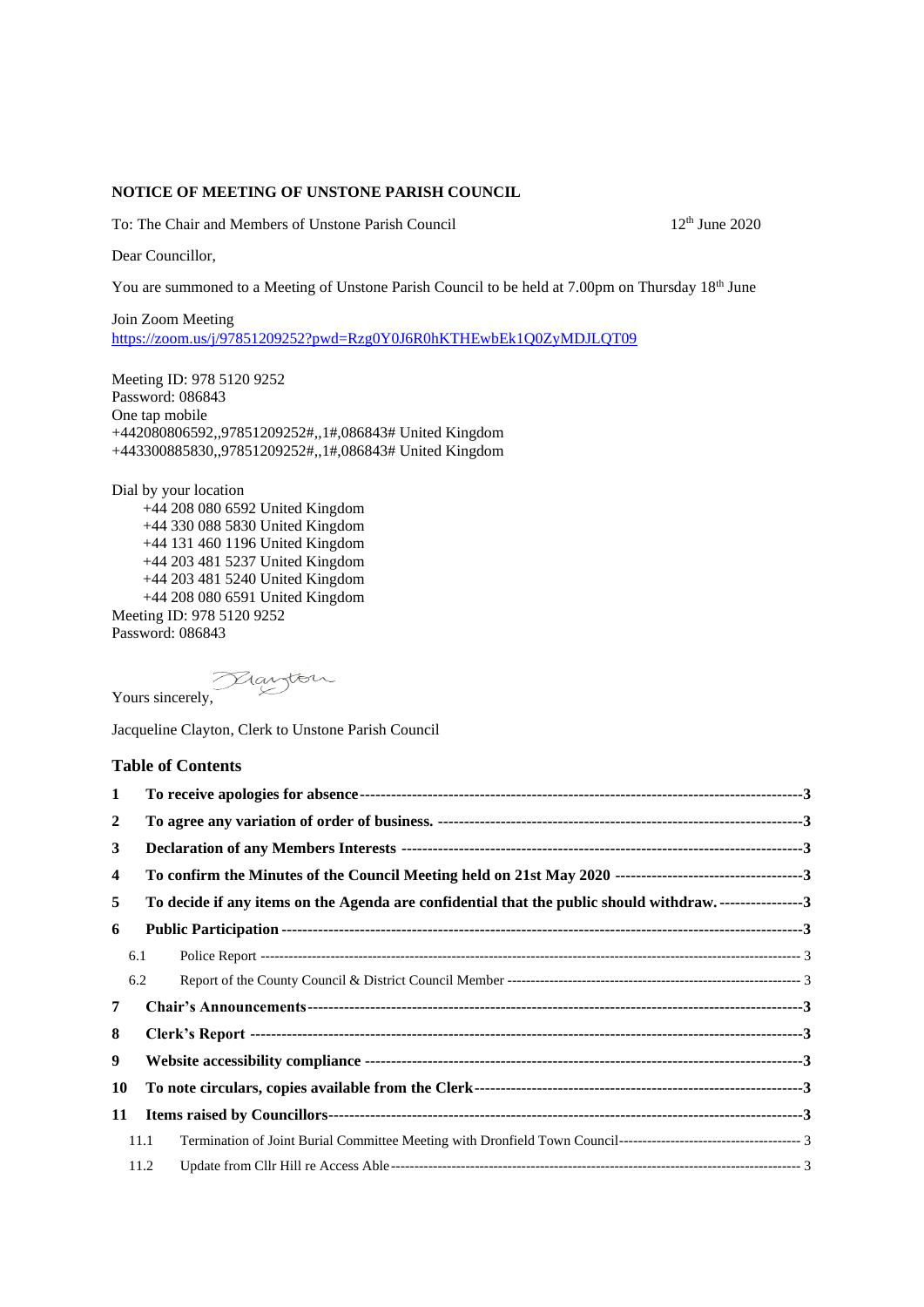**NOTICE OF MEETING OF UNSTONE PARISH COUNCIL**

To: The Chair and Members of Unstone Parish Council 12th June 2020

Dear Councillor,

You are summoned to a Meeting of Unstone Parish Council to be held at 7.00pm on Thursday 18th June

Join Zoom Meeting
https://zoom.us/j/97851209252?pwd=Rzg0Y0J6R0hKTHEwbEk1Q0ZyMDJLQT09

Meeting ID: 978 5120 9252
Password: 086843
One tap mobile
+442080806592,,97851209252#,,1#,086843# United Kingdom
+443300885830,,97851209252#,,1#,086843# United Kingdom

Dial by your location
+44 208 080 6592 United Kingdom
+44 330 088 5830 United Kingdom
+44 131 460 1196 United Kingdom
+44 203 481 5237 United Kingdom
+44 203 481 5240 United Kingdom
+44 208 080 6591 United Kingdom
Meeting ID: 978 5120 9252
Password: 086843

Yours sincerely,

Jacqueline Clayton, Clerk to Unstone Parish Council

## Table of Contents

**1 To receive apologies for absence ---------- 3**

**2 To agree any variation of order of business. ---------- 3**

**3 Declaration of any Members Interests ---------- 3**

**4 To confirm the Minutes of the Council Meeting held on 21st May 2020 ---------- 3**

**5 To decide if any items on the Agenda are confidential that the public should withdraw. ---------- 3**

**6 Public Participation ---------- 3**

- 6.1 Police Report ---------- 3
- 6.2 Report of the County Council & District Council Member ---------- 3

**7 Chair's Announcements ---------- 3**

**8 Clerk's Report ---------- 3**

**9 Website accessibility compliance ---------- 3**

**10 To note circulars, copies available from the Clerk ---------- 3**

**11 Items raised by Councillors ---------- 3**

- 11.1 Termination of Joint Burial Committee Meeting with Dronfield Town Council ---------- 3
- 11.2 Update from Cllr Hill re Access Able ---------- 3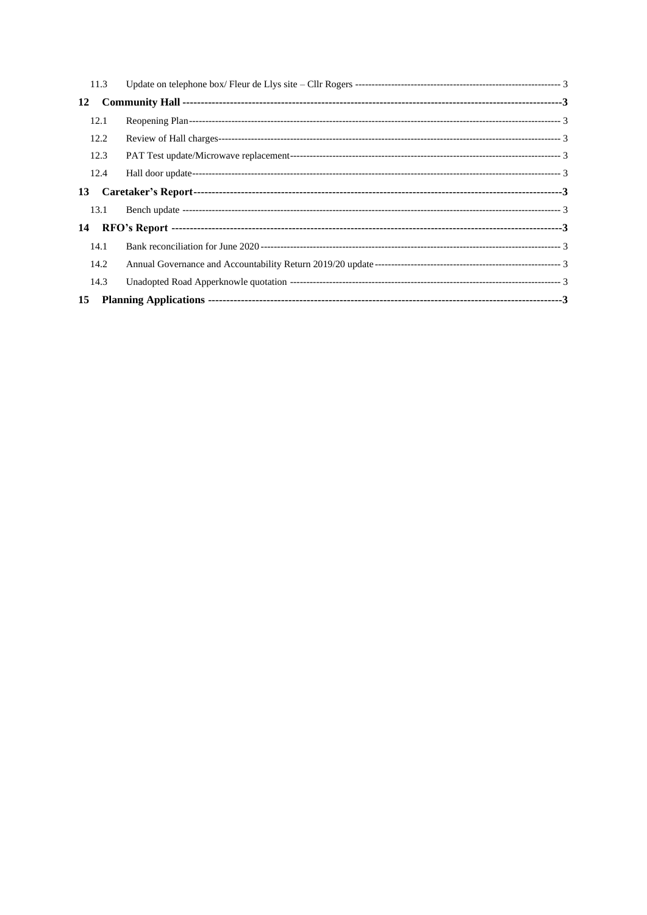11.3 Update on telephone box/ Fleur de Llys site – Cllr Rogers ---------------------------------------------------------------- 3

**12 Community Hall ---------------------------------------------------------------------------------------------------------3**

12.1 Reopening Plan------------------------------------------------------------------------------------------------------------------- 3

12.2 Review of Hall charges------------------------------------------------------------------------------------------------------------ 3

12.3 PAT Test update/Microwave replacement------------------------------------------------------------------------------------ 3

12.4 Hall door update------------------------------------------------------------------------------------------------------------------- 3

**13 Caretaker's Report---------------------------------------------------------------------------------------------------3**

13.1 Bench update ----------------------------------------------------------------------------------------------------------------------- 3

**14 RFO's Report -------------------------------------------------------------------------------------------------------------3**

14.1 Bank reconciliation for June 2020 ------------------------------------------------------------------------------------------ 3

14.2 Annual Governance and Accountability Return 2019/20 update ------------------------------------------------------- 3

14.3 Unadopted Road Apperknowle quotation ---------------------------------------------------------------------------------- 3

**15 Planning Applications ------------------------------------------------------------------------------------------------3**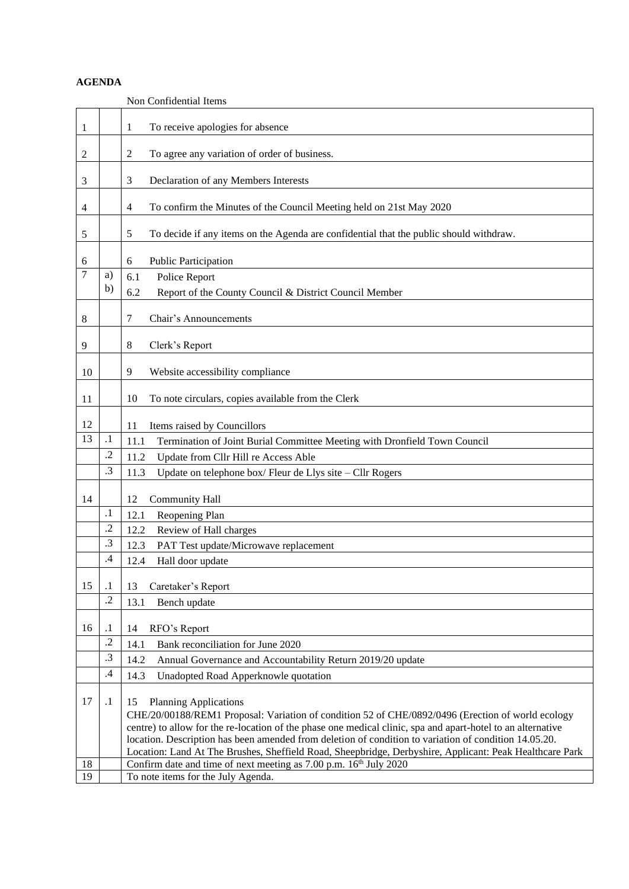**AGENDA**

Non Confidential Items

| | | |
|---|---|---|
| 1 | | 1 To receive apologies for absence |
| 2 | | 2 To agree any variation of order of business. |
| 3 | | 3 Declaration of any Members Interests |
| 4 | | 4 To confirm the Minutes of the Council Meeting held on 21st May 2020 |
| 5 | | 5 To decide if any items on the Agenda are confidential that the public should withdraw. |
| 6 | | 6 Public Participation |
| 7 | a) | 6.1 Police Report |
| | b) | 6.2 Report of the County Council & District Council Member |
| 8 | | 7 Chair's Announcements |
| 9 | | 8 Clerk's Report |
| 10 | | 9 Website accessibility compliance |
| 11 | | 10 To note circulars, copies available from the Clerk |
| 12 | | 11 Items raised by Councillors |
| 13 | .1 | 11.1 Termination of Joint Burial Committee Meeting with Dronfield Town Council |
| | .2 | 11.2 Update from Cllr Hill re Access Able |
| | .3 | 11.3 Update on telephone box/ Fleur de Llys site – Cllr Rogers |
| 14 | | 12 Community Hall |
| | .1 | 12.1 Reopening Plan |
| | .2 | 12.2 Review of Hall charges |
| | .3 | 12.3 PAT Test update/Microwave replacement |
| | .4 | 12.4 Hall door update |
| 15 | .1 | 13 Caretaker's Report |
| | .2 | 13.1 Bench update |
| 16 | .1 | 14 RFO's Report |
| | .2 | 14.1 Bank reconciliation for June 2020 |
| | .3 | 14.2 Annual Governance and Accountability Return 2019/20 update |
| | .4 | 14.3 Unadopted Road Apperknowle quotation |
| 17 | .1 | 15 Planning Applications<br>CHE/20/00188/REM1 Proposal: Variation of condition 52 of CHE/0892/0496 (Erection of world ecology centre) to allow for the re-location of the phase one medical clinic, spa and apart-hotel to an alternative location. Description has been amended from deletion of condition to variation of condition 14.05.20. Location: Land At The Brushes, Sheffield Road, Sheepbridge, Derbyshire, Applicant: Peak Healthcare Park |
| 18 | | Confirm date and time of next meeting as 7.00 p.m. 16th July 2020 |
| 19 | | To note items for the July Agenda. |